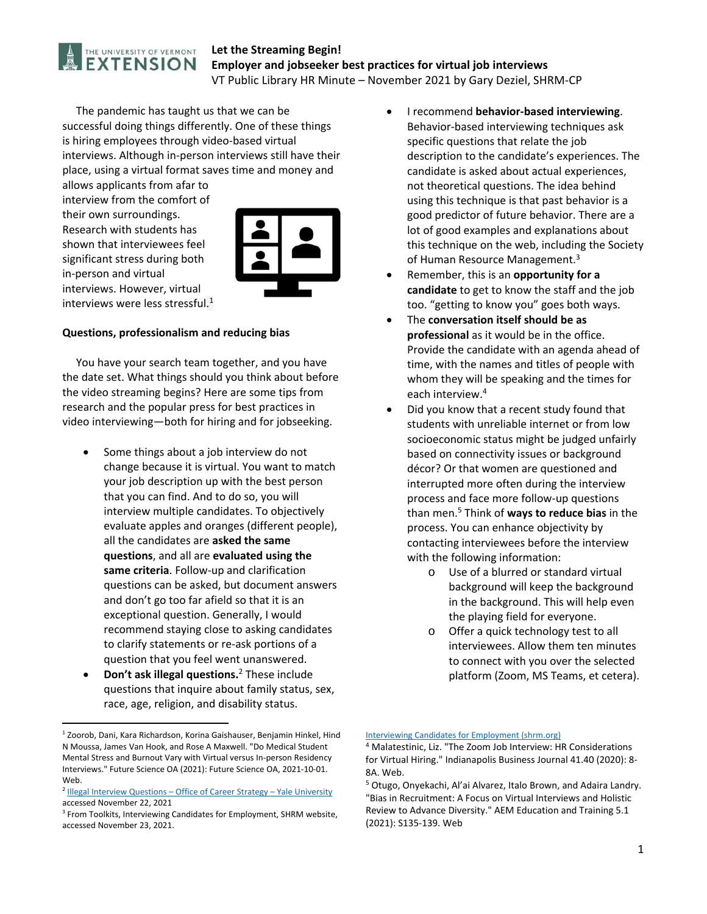# Let the Streaming Begin!

## Employer and jobseeker best practices for virtual job interviews

VT Public Library HR Minute – November 2021 by Gary Deziel, SHRM-CP

The pandemic has taught us that we can be successful doing things differently. One of these things is hiring employees through video-based virtual interviews. Although in-person interviews still have their place, using a virtual format saves time and money and allows applicants from afar to interview from the comfort of their own surroundings. Research with students has shown that interviewees feel significant stress during both in-person and virtual interviews. However, virtual interviews were less stressful.[1]

**Questions, professionalism and reducing bias**

You have your search team together, and you have the date set. What things should you think about before the video streaming begins? Here are some tips from research and the popular press for best practices in video interviewing—both for hiring and for jobseeking.

- Some things about a job interview do not change because it is virtual. You want to match your job description up with the best person that you can find. And to do so, you will interview multiple candidates. To objectively evaluate apples and oranges (different people), all the candidates are **asked the same questions**, and all are **evaluated using the same criteria**. Follow-up and clarification questions can be asked, but document answers and don't go too far afield so that it is an exceptional question. Generally, I would recommend staying close to asking candidates to clarify statements or re-ask portions of a question that you feel went unanswered.
- **Don't ask illegal questions.**[2] These include questions that inquire about family status, sex, race, age, religion, and disability status.
- I recommend **behavior-based interviewing**. Behavior-based interviewing techniques ask specific questions that relate the job description to the candidate's experiences. The candidate is asked about actual experiences, not theoretical questions. The idea behind using this technique is that past behavior is a good predictor of future behavior. There are a lot of good examples and explanations about this technique on the web, including the Society of Human Resource Management.[3]
- Remember, this is an **opportunity for a candidate** to get to know the staff and the job too. "getting to know you" goes both ways.
- The **conversation itself should be as professional** as it would be in the office. Provide the candidate with an agenda ahead of time, with the names and titles of people with whom they will be speaking and the times for each interview.[4]
- Did you know that a recent study found that students with unreliable internet or from low socioeconomic status might be judged unfairly based on connectivity issues or background décor? Or that women are questioned and interrupted more often during the interview process and face more follow-up questions than men.[5] Think of **ways to reduce bias** in the process. You can enhance objectivity by contacting interviewees before the interview with the following information:
  - Use of a blurred or standard virtual background will keep the background in the background. This will help even the playing field for everyone.
  - Offer a quick technology test to all interviewees. Allow them ten minutes to connect with you over the selected platform (Zoom, MS Teams, et cetera).

---

[1] Zoorob, Dani, Kara Richardson, Korina Gaishauser, Benjamin Hinkel, Hind N Moussa, James Van Hook, and Rose A Maxwell. "Do Medical Student Mental Stress and Burnout Vary with Virtual versus In-person Residency Interviews." Future Science OA (2021): Future Science OA, 2021-10-01. Web.

[2] Illegal Interview Questions – Office of Career Strategy – Yale University accessed November 22, 2021

[3] From Toolkits, Interviewing Candidates for Employment, SHRM website, accessed November 23, 2021. Interviewing Candidates for Employment (shrm.org)

[4] Malatestinic, Liz. "The Zoom Job Interview: HR Considerations for Virtual Hiring." Indianapolis Business Journal 41.40 (2020): 8-8A. Web.

[5] Otugo, Onyekachi, Al'ai Alvarez, Italo Brown, and Adaira Landry. "Bias in Recruitment: A Focus on Virtual Interviews and Holistic Review to Advance Diversity." AEM Education and Training 5.1 (2021): S135-139. Web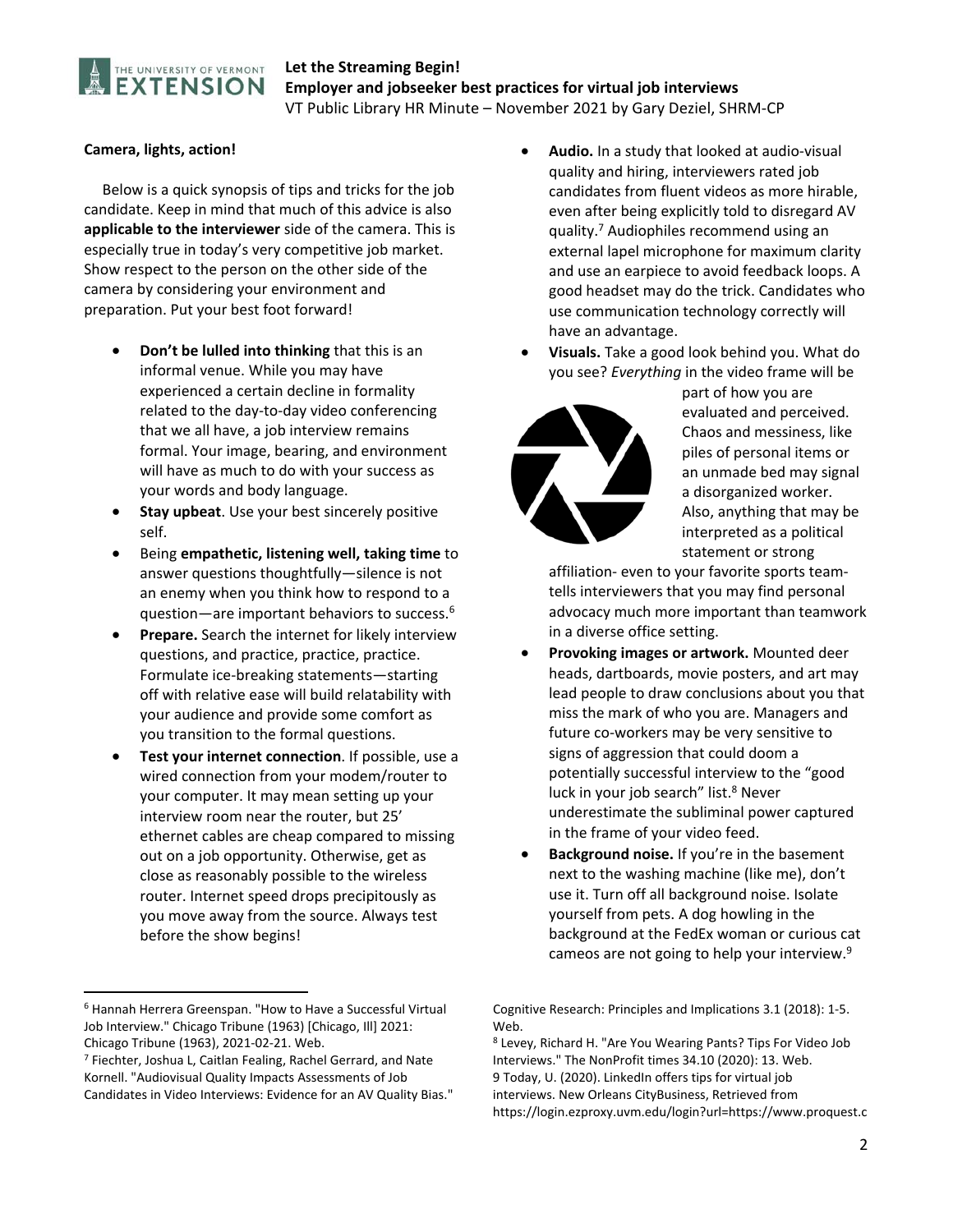### Camera, lights, action!

Below is a quick synopsis of tips and tricks for the job candidate. Keep in mind that much of this advice is also **applicable to the interviewer** side of the camera. This is especially true in today's very competitive job market. Show respect to the person on the other side of the camera by considering your environment and preparation. Put your best foot forward!

- **Don't be lulled into thinking** that this is an informal venue. While you may have experienced a certain decline in formality related to the day-to-day video conferencing that we all have, a job interview remains formal. Your image, bearing, and environment will have as much to do with your success as your words and body language.
- **Stay upbeat**. Use your best sincerely positive self.
- Being **empathetic, listening well, taking time** to answer questions thoughtfully—silence is not an enemy when you think how to respond to a question—are important behaviors to success.[6]
- **Prepare.** Search the internet for likely interview questions, and practice, practice, practice. Formulate ice-breaking statements—starting off with relative ease will build relatability with your audience and provide some comfort as you transition to the formal questions.
- **Test your internet connection**. If possible, use a wired connection from your modem/router to your computer. It may mean setting up your interview room near the router, but 25' ethernet cables are cheap compared to missing out on a job opportunity. Otherwise, get as close as reasonably possible to the wireless router. Internet speed drops precipitously as you move away from the source. Always test before the show begins!
- **Audio.** In a study that looked at audio-visual quality and hiring, interviewers rated job candidates from fluent videos as more hirable, even after being explicitly told to disregard AV quality.[7] Audiophiles recommend using an external lapel microphone for maximum clarity and use an earpiece to avoid feedback loops. A good headset may do the trick. Candidates who use communication technology correctly will have an advantage.
- **Visuals.** Take a good look behind you. What do you see? *Everything* in the video frame will be part of how you are evaluated and perceived. Chaos and messiness, like piles of personal items or an unmade bed may signal a disorganized worker. Also, anything that may be interpreted as a political statement or strong affiliation- even to your favorite sports team- tells interviewers that you may find personal advocacy much more important than teamwork in a diverse office setting.
- **Provoking images or artwork.** Mounted deer heads, dartboards, movie posters, and art may lead people to draw conclusions about you that miss the mark of who you are. Managers and future co-workers may be very sensitive to signs of aggression that could doom a potentially successful interview to the "good luck in your job search" list.[8] Never underestimate the subliminal power captured in the frame of your video feed.
- **Background noise.** If you're in the basement next to the washing machine (like me), don't use it. Turn off all background noise. Isolate yourself from pets. A dog howling in the background at the FedEx woman or curious cat cameos are not going to help your interview.[9]

---

[6] Hannah Herrera Greenspan. "How to Have a Successful Virtual Job Interview." Chicago Tribune (1963) [Chicago, Ill] 2021: Chicago Tribune (1963), 2021-02-21. Web.

[7] Fiechter, Joshua L, Caitlan Fealing, Rachel Gerrard, and Nate Kornell. "Audiovisual Quality Impacts Assessments of Job Candidates in Video Interviews: Evidence for an AV Quality Bias." Cognitive Research: Principles and Implications 3.1 (2018): 1-5. Web.

[8] Levey, Richard H. "Are You Wearing Pants? Tips For Video Job Interviews." The NonProfit times 34.10 (2020): 13. Web.

9 Today, U. (2020). LinkedIn offers tips for virtual job interviews. New Orleans CityBusiness, Retrieved from https://login.ezproxy.uvm.edu/login?url=https://www.proquest.c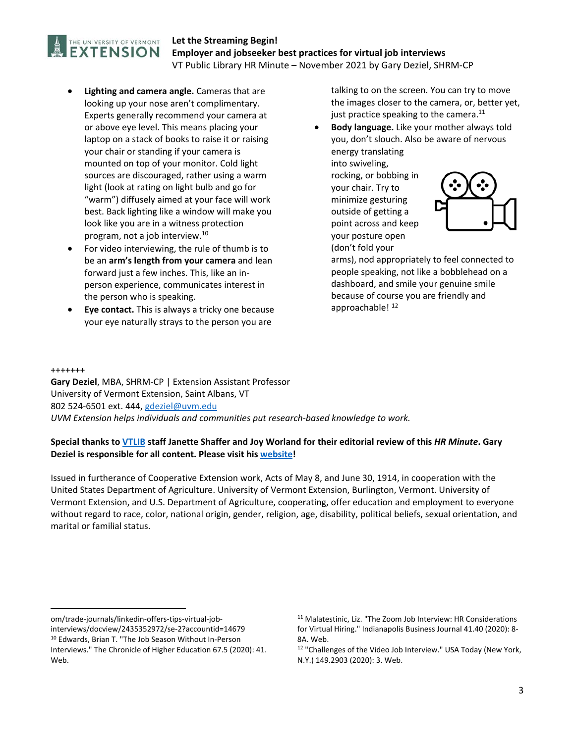- **Lighting and camera angle.** Cameras that are looking up your nose aren't complimentary. Experts generally recommend your camera at or above eye level. This means placing your laptop on a stack of books to raise it or raising your chair or standing if your camera is mounted on top of your monitor. Cold light sources are discouraged, rather using a warm light (look at rating on light bulb and go for "warm") diffusely aimed at your face will work best. Back lighting like a window will make you look like you are in a witness protection program, not a job interview.[10]
- For video interviewing, the rule of thumb is to be an **arm's length from your camera** and lean forward just a few inches. This, like an in-person experience, communicates interest in the person who is speaking.
- **Eye contact.** This is always a tricky one because your eye naturally strays to the person you are talking to on the screen. You can try to move the images closer to the camera, or, better yet, just practice speaking to the camera.[11]
- **Body language.** Like your mother always told you, don't slouch. Also be aware of nervous energy translating into swiveling, rocking, or bobbing in your chair. Try to minimize gesturing outside of getting a point across and keep your posture open (don't fold your arms), nod appropriately to feel connected to people speaking, not like a bobblehead on a dashboard, and smile your genuine smile because of course you are friendly and approachable! [12]

+++++++

**Gary Deziel**, MBA, SHRM-CP | Extension Assistant Professor
University of Vermont Extension, Saint Albans, VT
802 524-6501 ext. 444, gdeziel@uvm.edu
*UVM Extension helps individuals and communities put research-based knowledge to work.*

**Special thanks to VTLIB staff Janette Shaffer and Joy Worland for their editorial review of this *HR Minute*. Gary Deziel is responsible for all content. Please visit his website!**

Issued in furtherance of Cooperative Extension work, Acts of May 8, and June 30, 1914, in cooperation with the United States Department of Agriculture. University of Vermont Extension, Burlington, Vermont. University of Vermont Extension, and U.S. Department of Agriculture, cooperating, offer education and employment to everyone without regard to race, color, national origin, gender, religion, age, disability, political beliefs, sexual orientation, and marital or familial status.

---

om/trade-journals/linkedin-offers-tips-virtual-job-interviews/docview/2435352972/se-2?accountid=14679

[10] Edwards, Brian T. "The Job Season Without In-Person Interviews." The Chronicle of Higher Education 67.5 (2020): 41. Web.

[11] Malatestinic, Liz. "The Zoom Job Interview: HR Considerations for Virtual Hiring." Indianapolis Business Journal 41.40 (2020): 8-8A. Web.

[12] "Challenges of the Video Job Interview." USA Today (New York, N.Y.) 149.2903 (2020): 3. Web.